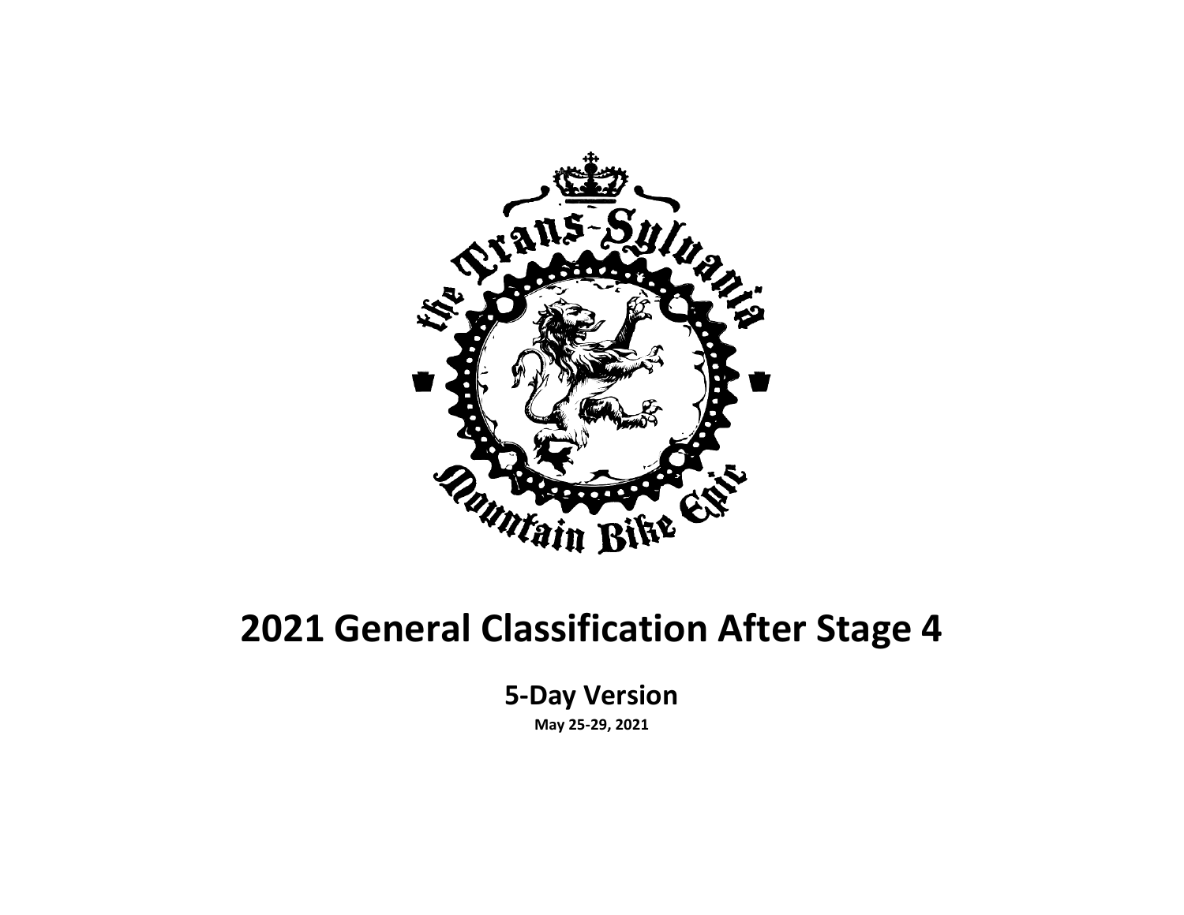# 2021 General Classification After Stage 4

## 5-Day Version

**May 25-29, 2021**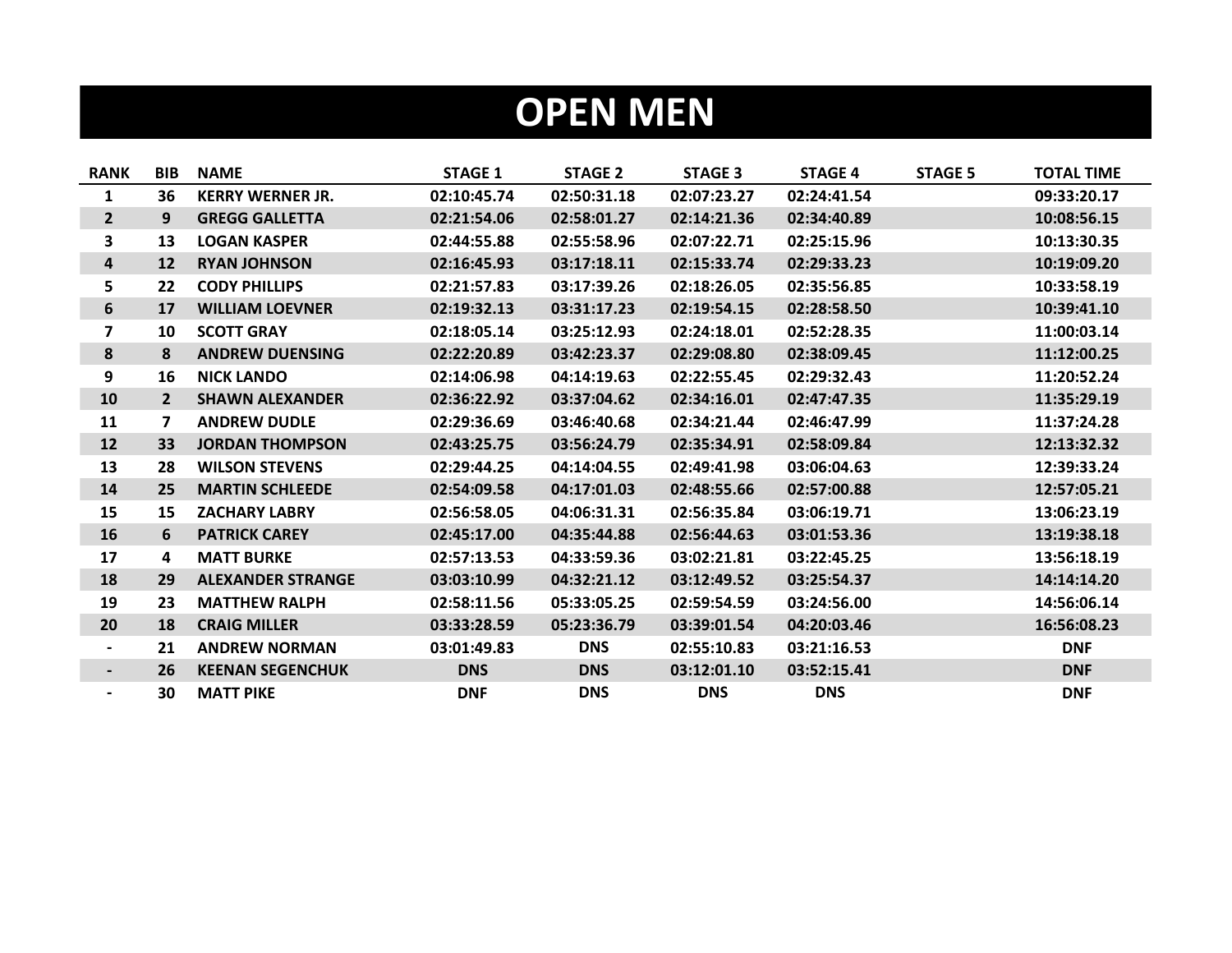# OPEN MEN

| RANK | BIB | NAME | STAGE 1 | STAGE 2 | STAGE 3 | STAGE 4 | STAGE 5 | TOTAL TIME |
|---|---|---|---|---|---|---|---|---|
| 1 | 36 | KERRY WERNER JR. | 02:10:45.74 | 02:50:31.18 | 02:07:23.27 | 02:24:41.54 | | 09:33:20.17 |
| 2 | 9 | GREGG GALLETTA | 02:21:54.06 | 02:58:01.27 | 02:14:21.36 | 02:34:40.89 | | 10:08:56.15 |
| 3 | 13 | LOGAN KASPER | 02:44:55.88 | 02:55:58.96 | 02:07:22.71 | 02:25:15.96 | | 10:13:30.35 |
| 4 | 12 | RYAN JOHNSON | 02:16:45.93 | 03:17:18.11 | 02:15:33.74 | 02:29:33.23 | | 10:19:09.20 |
| 5 | 22 | CODY PHILLIPS | 02:21:57.83 | 03:17:39.26 | 02:18:26.05 | 02:35:56.85 | | 10:33:58.19 |
| 6 | 17 | WILLIAM LOEVNER | 02:19:32.13 | 03:31:17.23 | 02:19:54.15 | 02:28:58.50 | | 10:39:41.10 |
| 7 | 10 | SCOTT GRAY | 02:18:05.14 | 03:25:12.93 | 02:24:18.01 | 02:52:28.35 | | 11:00:03.14 |
| 8 | 8 | ANDREW DUENSING | 02:22:20.89 | 03:42:23.37 | 02:29:08.80 | 02:38:09.45 | | 11:12:00.25 |
| 9 | 16 | NICK LANDO | 02:14:06.98 | 04:14:19.63 | 02:22:55.45 | 02:29:32.43 | | 11:20:52.24 |
| 10 | 2 | SHAWN ALEXANDER | 02:36:22.92 | 03:37:04.62 | 02:34:16.01 | 02:47:47.35 | | 11:35:29.19 |
| 11 | 7 | ANDREW DUDLE | 02:29:36.69 | 03:46:40.68 | 02:34:21.44 | 02:46:47.99 | | 11:37:24.28 |
| 12 | 33 | JORDAN THOMPSON | 02:43:25.75 | 03:56:24.79 | 02:35:34.91 | 02:58:09.84 | | 12:13:32.32 |
| 13 | 28 | WILSON STEVENS | 02:29:44.25 | 04:14:04.55 | 02:49:41.98 | 03:06:04.63 | | 12:39:33.24 |
| 14 | 25 | MARTIN SCHLEEDE | 02:54:09.58 | 04:17:01.03 | 02:48:55.66 | 02:57:00.88 | | 12:57:05.21 |
| 15 | 15 | ZACHARY LABRY | 02:56:58.05 | 04:06:31.31 | 02:56:35.84 | 03:06:19.71 | | 13:06:23.19 |
| 16 | 6 | PATRICK CAREY | 02:45:17.00 | 04:35:44.88 | 02:56:44.63 | 03:01:53.36 | | 13:19:38.18 |
| 17 | 4 | MATT BURKE | 02:57:13.53 | 04:33:59.36 | 03:02:21.81 | 03:22:45.25 | | 13:56:18.19 |
| 18 | 29 | ALEXANDER STRANGE | 03:03:10.99 | 04:32:21.12 | 03:12:49.52 | 03:25:54.37 | | 14:14:14.20 |
| 19 | 23 | MATTHEW RALPH | 02:58:11.56 | 05:33:05.25 | 02:59:54.59 | 03:24:56.00 | | 14:56:06.14 |
| 20 | 18 | CRAIG MILLER | 03:33:28.59 | 05:23:36.79 | 03:39:01.54 | 04:20:03.46 | | 16:56:08.23 |
| - | 21 | ANDREW NORMAN | 03:01:49.83 | DNS | 02:55:10.83 | 03:21:16.53 | | DNF |
| - | 26 | KEENAN SEGENCHUK | DNS | DNS | 03:12:01.10 | 03:52:15.41 | | DNF |
| - | 30 | MATT PIKE | DNF | DNS | DNS | DNS | | DNF |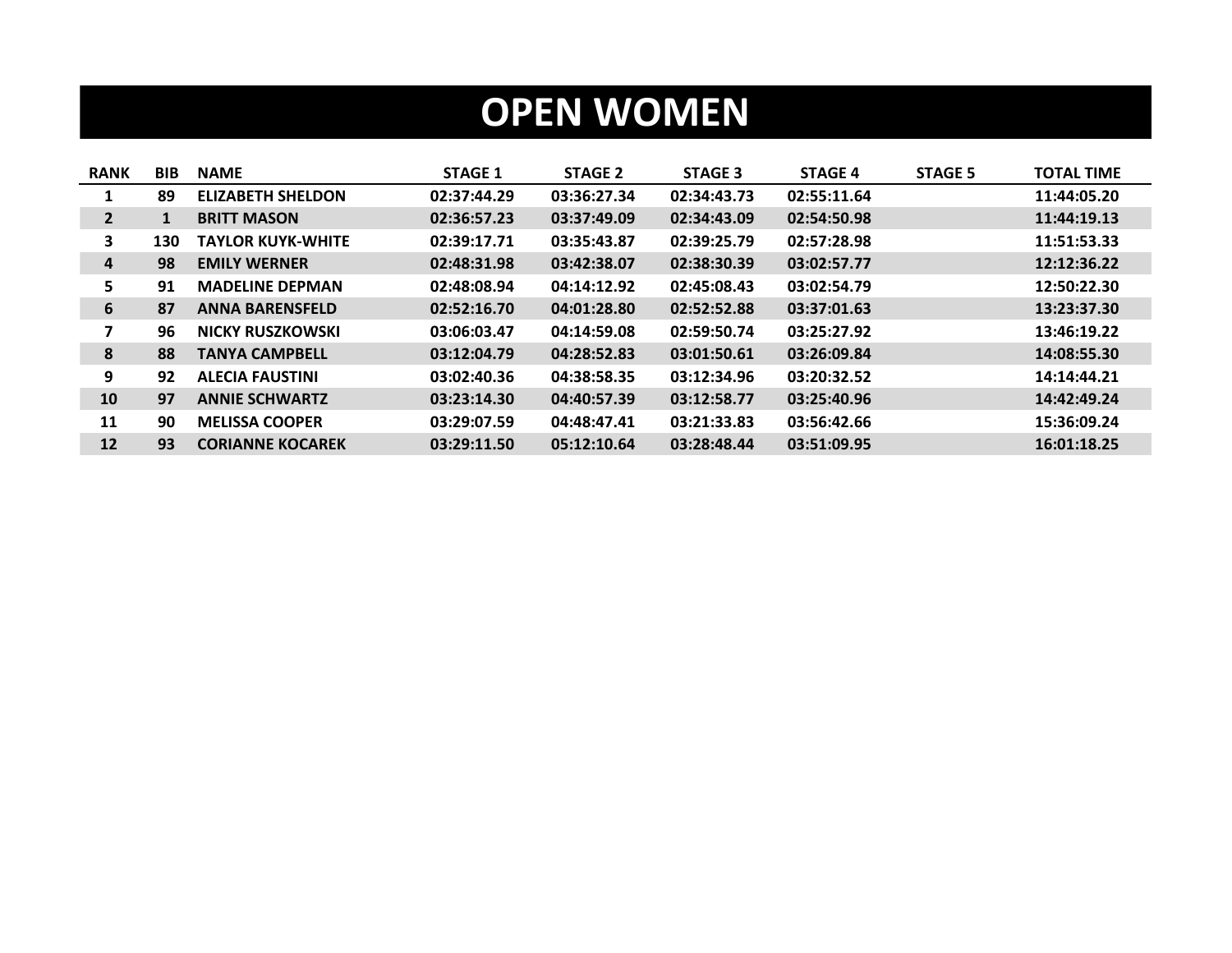# OPEN WOMEN

| RANK | BIB | NAME | STAGE 1 | STAGE 2 | STAGE 3 | STAGE 4 | STAGE 5 | TOTAL TIME |
|---|---|---|---|---|---|---|---|---|
| 1 | 89 | ELIZABETH SHELDON | 02:37:44.29 | 03:36:27.34 | 02:34:43.73 | 02:55:11.64 | | 11:44:05.20 |
| 2 | 1 | BRITT MASON | 02:36:57.23 | 03:37:49.09 | 02:34:43.09 | 02:54:50.98 | | 11:44:19.13 |
| 3 | 130 | TAYLOR KUYK-WHITE | 02:39:17.71 | 03:35:43.87 | 02:39:25.79 | 02:57:28.98 | | 11:51:53.33 |
| 4 | 98 | EMILY WERNER | 02:48:31.98 | 03:42:38.07 | 02:38:30.39 | 03:02:57.77 | | 12:12:36.22 |
| 5 | 91 | MADELINE DEPMAN | 02:48:08.94 | 04:14:12.92 | 02:45:08.43 | 03:02:54.79 | | 12:50:22.30 |
| 6 | 87 | ANNA BARENSFELD | 02:52:16.70 | 04:01:28.80 | 02:52:52.88 | 03:37:01.63 | | 13:23:37.30 |
| 7 | 96 | NICKY RUSZKOWSKI | 03:06:03.47 | 04:14:59.08 | 02:59:50.74 | 03:25:27.92 | | 13:46:19.22 |
| 8 | 88 | TANYA CAMPBELL | 03:12:04.79 | 04:28:52.83 | 03:01:50.61 | 03:26:09.84 | | 14:08:55.30 |
| 9 | 92 | ALECIA FAUSTINI | 03:02:40.36 | 04:38:58.35 | 03:12:34.96 | 03:20:32.52 | | 14:14:44.21 |
| 10 | 97 | ANNIE SCHWARTZ | 03:23:14.30 | 04:40:57.39 | 03:12:58.77 | 03:25:40.96 | | 14:42:49.24 |
| 11 | 90 | MELISSA COOPER | 03:29:07.59 | 04:48:47.41 | 03:21:33.83 | 03:56:42.66 | | 15:36:09.24 |
| 12 | 93 | CORIANNE KOCAREK | 03:29:11.50 | 05:12:10.64 | 03:28:48.44 | 03:51:09.95 | | 16:01:18.25 |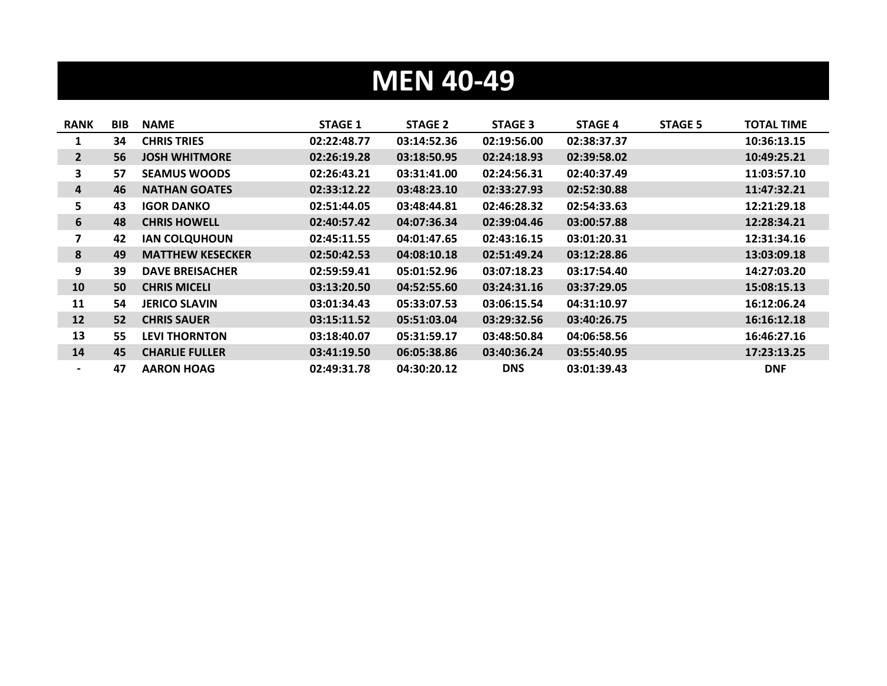# MEN 40-49

| RANK | BIB | NAME | STAGE 1 | STAGE 2 | STAGE 3 | STAGE 4 | STAGE 5 | TOTAL TIME |
|---|---|---|---|---|---|---|---|---|
| 1 | 34 | CHRIS TRIES | 02:22:48.77 | 03:14:52.36 | 02:19:56.00 | 02:38:37.37 | | 10:36:13.15 |
| 2 | 56 | JOSH WHITMORE | 02:26:19.28 | 03:18:50.95 | 02:24:18.93 | 02:39:58.02 | | 10:49:25.21 |
| 3 | 57 | SEAMUS WOODS | 02:26:43.21 | 03:31:41.00 | 02:24:56.31 | 02:40:37.49 | | 11:03:57.10 |
| 4 | 46 | NATHAN GOATES | 02:33:12.22 | 03:48:23.10 | 02:33:27.93 | 02:52:30.88 | | 11:47:32.21 |
| 5 | 43 | IGOR DANKO | 02:51:44.05 | 03:48:44.81 | 02:46:28.32 | 02:54:33.63 | | 12:21:29.18 |
| 6 | 48 | CHRIS HOWELL | 02:40:57.42 | 04:07:36.34 | 02:39:04.46 | 03:00:57.88 | | 12:28:34.21 |
| 7 | 42 | IAN COLQUHOUN | 02:45:11.55 | 04:01:47.65 | 02:43:16.15 | 03:01:20.31 | | 12:31:34.16 |
| 8 | 49 | MATTHEW KESECKER | 02:50:42.53 | 04:08:10.18 | 02:51:49.24 | 03:12:28.86 | | 13:03:09.18 |
| 9 | 39 | DAVE BREISACHER | 02:59:59.41 | 05:01:52.96 | 03:07:18.23 | 03:17:54.40 | | 14:27:03.20 |
| 10 | 50 | CHRIS MICELI | 03:13:20.50 | 04:52:55.60 | 03:24:31.16 | 03:37:29.05 | | 15:08:15.13 |
| 11 | 54 | JERICO SLAVIN | 03:01:34.43 | 05:33:07.53 | 03:06:15.54 | 04:31:10.97 | | 16:12:06.24 |
| 12 | 52 | CHRIS SAUER | 03:15:11.52 | 05:51:03.04 | 03:29:32.56 | 03:40:26.75 | | 16:16:12.18 |
| 13 | 55 | LEVI THORNTON | 03:18:40.07 | 05:31:59.17 | 03:48:50.84 | 04:06:58.56 | | 16:46:27.16 |
| 14 | 45 | CHARLIE FULLER | 03:41:19.50 | 06:05:38.86 | 03:40:36.24 | 03:55:40.95 | | 17:23:13.25 |
| - | 47 | AARON HOAG | 02:49:31.78 | 04:30:20.12 | DNS | 03:01:39.43 | | DNF |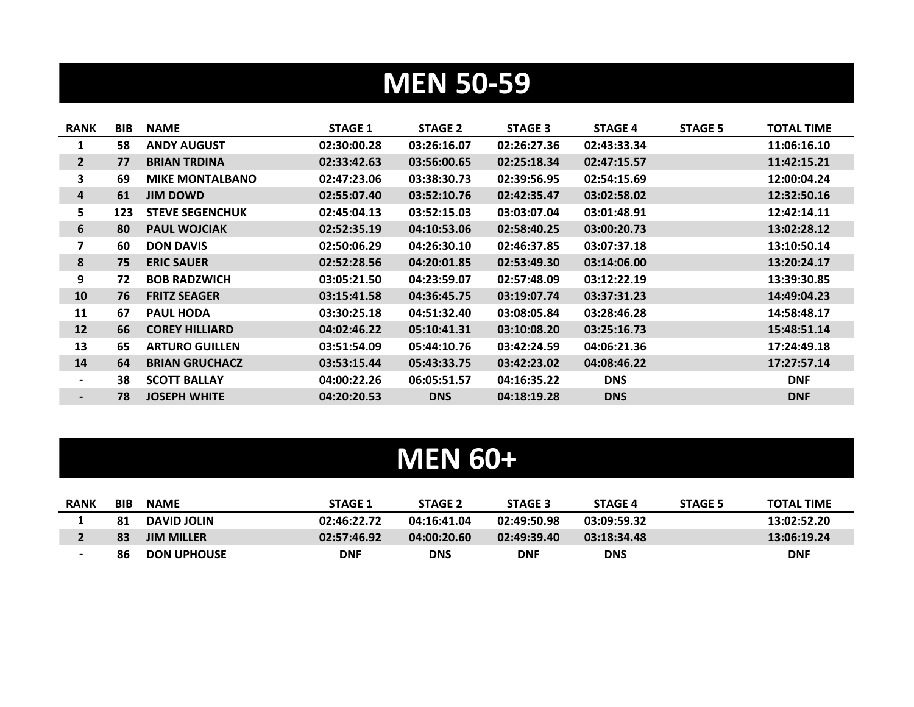# MEN 50-59

| RANK | BIB | NAME | STAGE 1 | STAGE 2 | STAGE 3 | STAGE 4 | STAGE 5 | TOTAL TIME |
|---|---|---|---|---|---|---|---|---|
| 1 | 58 | ANDY AUGUST | 02:30:00.28 | 03:26:16.07 | 02:26:27.36 | 02:43:33.34 | | 11:06:16.10 |
| 2 | 77 | BRIAN TRDINA | 02:33:42.63 | 03:56:00.65 | 02:25:18.34 | 02:47:15.57 | | 11:42:15.21 |
| 3 | 69 | MIKE MONTALBANO | 02:47:23.06 | 03:38:30.73 | 02:39:56.95 | 02:54:15.69 | | 12:00:04.24 |
| 4 | 61 | JIM DOWD | 02:55:07.40 | 03:52:10.76 | 02:42:35.47 | 03:02:58.02 | | 12:32:50.16 |
| 5 | 123 | STEVE SEGENCHUK | 02:45:04.13 | 03:52:15.03 | 03:03:07.04 | 03:01:48.91 | | 12:42:14.11 |
| 6 | 80 | PAUL WOJCIAK | 02:52:35.19 | 04:10:53.06 | 02:58:40.25 | 03:00:20.73 | | 13:02:28.12 |
| 7 | 60 | DON DAVIS | 02:50:06.29 | 04:26:30.10 | 02:46:37.85 | 03:07:37.18 | | 13:10:50.14 |
| 8 | 75 | ERIC SAUER | 02:52:28.56 | 04:20:01.85 | 02:53:49.30 | 03:14:06.00 | | 13:20:24.17 |
| 9 | 72 | BOB RADZWICH | 03:05:21.50 | 04:23:59.07 | 02:57:48.09 | 03:12:22.19 | | 13:39:30.85 |
| 10 | 76 | FRITZ SEAGER | 03:15:41.58 | 04:36:45.75 | 03:19:07.74 | 03:37:31.23 | | 14:49:04.23 |
| 11 | 67 | PAUL HODA | 03:30:25.18 | 04:51:32.40 | 03:08:05.84 | 03:28:46.28 | | 14:58:48.17 |
| 12 | 66 | COREY HILLIARD | 04:02:46.22 | 05:10:41.31 | 03:10:08.20 | 03:25:16.73 | | 15:48:51.14 |
| 13 | 65 | ARTURO GUILLEN | 03:51:54.09 | 05:44:10.76 | 03:42:24.59 | 04:06:21.36 | | 17:24:49.18 |
| 14 | 64 | BRIAN GRUCHACZ | 03:53:15.44 | 05:43:33.75 | 03:42:23.02 | 04:08:46.22 | | 17:27:57.14 |
| - | 38 | SCOTT BALLAY | 04:00:22.26 | 06:05:51.57 | 04:16:35.22 | DNS | | DNF |
| - | 78 | JOSEPH WHITE | 04:20:20.53 | DNS | 04:18:19.28 | DNS | | DNF |

# MEN 60+

| RANK | BIB | NAME | STAGE 1 | STAGE 2 | STAGE 3 | STAGE 4 | STAGE 5 | TOTAL TIME |
|---|---|---|---|---|---|---|---|---|
| 1 | 81 | DAVID JOLIN | 02:46:22.72 | 04:16:41.04 | 02:49:50.98 | 03:09:59.32 | | 13:02:52.20 |
| 2 | 83 | JIM MILLER | 02:57:46.92 | 04:00:20.60 | 02:49:39.40 | 03:18:34.48 | | 13:06:19.24 |
| - | 86 | DON UPHOUSE | DNF | DNS | DNF | DNS | | DNF |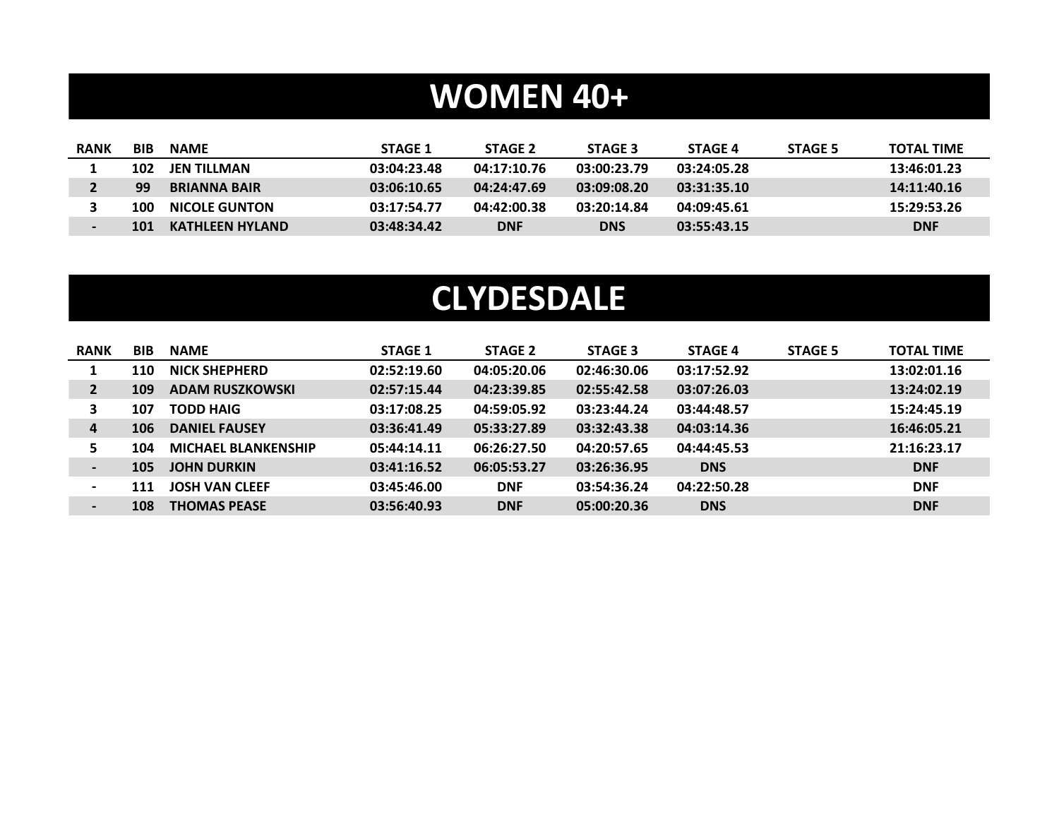# WOMEN 40+

| RANK | BIB | NAME | STAGE 1 | STAGE 2 | STAGE 3 | STAGE 4 | STAGE 5 | TOTAL TIME |
|---|---|---|---|---|---|---|---|---|
| 1 | 102 | JEN TILLMAN | 03:04:23.48 | 04:17:10.76 | 03:00:23.79 | 03:24:05.28 | | 13:46:01.23 |
| 2 | 99 | BRIANNA BAIR | 03:06:10.65 | 04:24:47.69 | 03:09:08.20 | 03:31:35.10 | | 14:11:40.16 |
| 3 | 100 | NICOLE GUNTON | 03:17:54.77 | 04:42:00.38 | 03:20:14.84 | 04:09:45.61 | | 15:29:53.26 |
| - | 101 | KATHLEEN HYLAND | 03:48:34.42 | DNF | DNS | 03:55:43.15 | | DNF |

# CLYDESDALE

| RANK | BIB | NAME | STAGE 1 | STAGE 2 | STAGE 3 | STAGE 4 | STAGE 5 | TOTAL TIME |
|---|---|---|---|---|---|---|---|---|
| 1 | 110 | NICK SHEPHERD | 02:52:19.60 | 04:05:20.06 | 02:46:30.06 | 03:17:52.92 | | 13:02:01.16 |
| 2 | 109 | ADAM RUSZKOWSKI | 02:57:15.44 | 04:23:39.85 | 02:55:42.58 | 03:07:26.03 | | 13:24:02.19 |
| 3 | 107 | TODD HAIG | 03:17:08.25 | 04:59:05.92 | 03:23:44.24 | 03:44:48.57 | | 15:24:45.19 |
| 4 | 106 | DANIEL FAUSEY | 03:36:41.49 | 05:33:27.89 | 03:32:43.38 | 04:03:14.36 | | 16:46:05.21 |
| 5 | 104 | MICHAEL BLANKENSHIP | 05:44:14.11 | 06:26:27.50 | 04:20:57.65 | 04:44:45.53 | | 21:16:23.17 |
| - | 105 | JOHN DURKIN | 03:41:16.52 | 06:05:53.27 | 03:26:36.95 | DNS | | DNF |
| - | 111 | JOSH VAN CLEEF | 03:45:46.00 | DNF | 03:54:36.24 | 04:22:50.28 | | DNF |
| - | 108 | THOMAS PEASE | 03:56:40.93 | DNF | 05:00:20.36 | DNS | | DNF |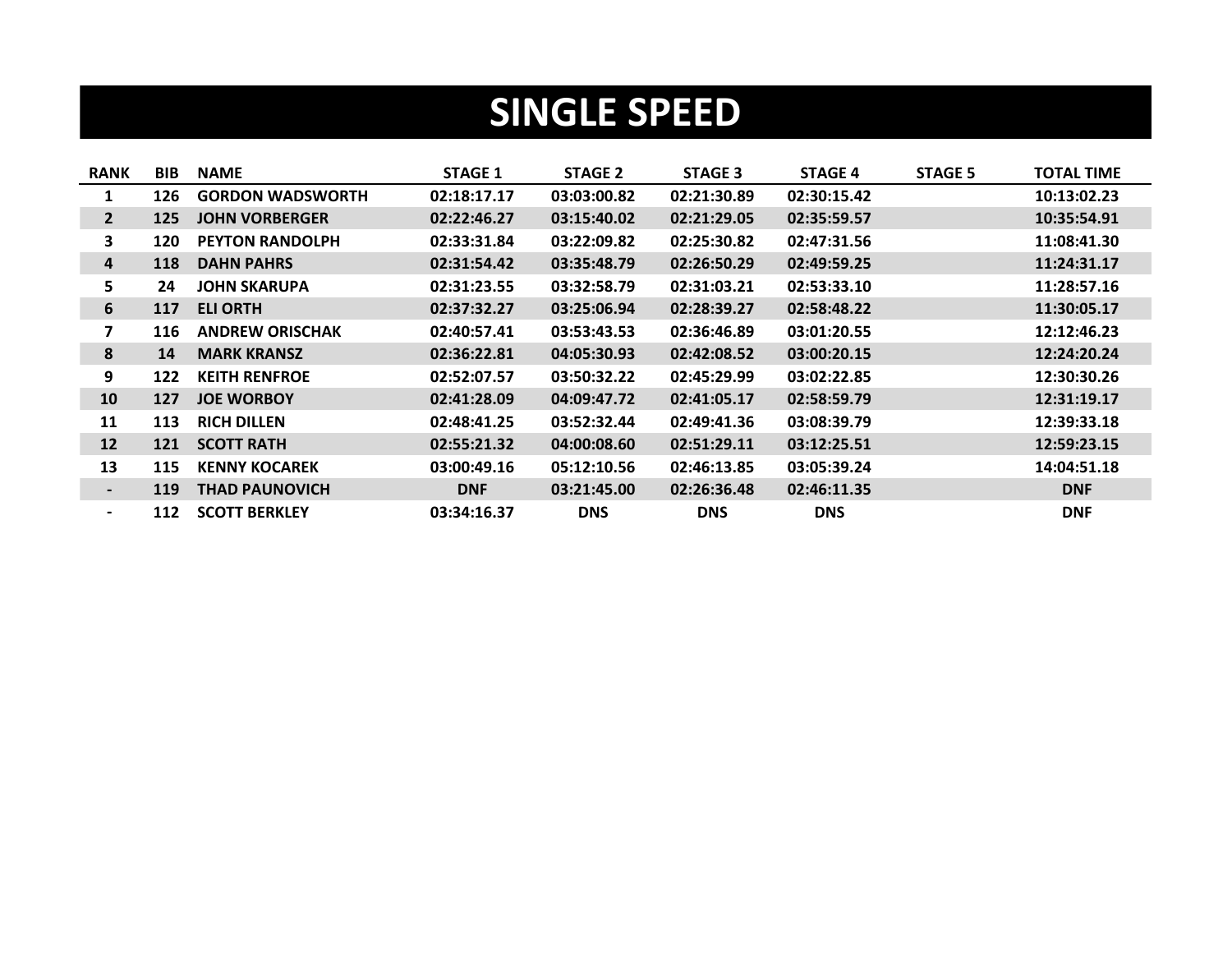# SINGLE SPEED

| RANK | BIB | NAME | STAGE 1 | STAGE 2 | STAGE 3 | STAGE 4 | STAGE 5 | TOTAL TIME |
|---|---|---|---|---|---|---|---|---|
| 1 | 126 | GORDON WADSWORTH | 02:18:17.17 | 03:03:00.82 | 02:21:30.89 | 02:30:15.42 | | 10:13:02.23 |
| 2 | 125 | JOHN VORBERGER | 02:22:46.27 | 03:15:40.02 | 02:21:29.05 | 02:35:59.57 | | 10:35:54.91 |
| 3 | 120 | PEYTON RANDOLPH | 02:33:31.84 | 03:22:09.82 | 02:25:30.82 | 02:47:31.56 | | 11:08:41.30 |
| 4 | 118 | DAHN PAHRS | 02:31:54.42 | 03:35:48.79 | 02:26:50.29 | 02:49:59.25 | | 11:24:31.17 |
| 5 | 24 | JOHN SKARUPA | 02:31:23.55 | 03:32:58.79 | 02:31:03.21 | 02:53:33.10 | | 11:28:57.16 |
| 6 | 117 | ELI ORTH | 02:37:32.27 | 03:25:06.94 | 02:28:39.27 | 02:58:48.22 | | 11:30:05.17 |
| 7 | 116 | ANDREW ORISCHAK | 02:40:57.41 | 03:53:43.53 | 02:36:46.89 | 03:01:20.55 | | 12:12:46.23 |
| 8 | 14 | MARK KRANSZ | 02:36:22.81 | 04:05:30.93 | 02:42:08.52 | 03:00:20.15 | | 12:24:20.24 |
| 9 | 122 | KEITH RENFROE | 02:52:07.57 | 03:50:32.22 | 02:45:29.99 | 03:02:22.85 | | 12:30:30.26 |
| 10 | 127 | JOE WORBOY | 02:41:28.09 | 04:09:47.72 | 02:41:05.17 | 02:58:59.79 | | 12:31:19.17 |
| 11 | 113 | RICH DILLEN | 02:48:41.25 | 03:52:32.44 | 02:49:41.36 | 03:08:39.79 | | 12:39:33.18 |
| 12 | 121 | SCOTT RATH | 02:55:21.32 | 04:00:08.60 | 02:51:29.11 | 03:12:25.51 | | 12:59:23.15 |
| 13 | 115 | KENNY KOCAREK | 03:00:49.16 | 05:12:10.56 | 02:46:13.85 | 03:05:39.24 | | 14:04:51.18 |
| - | 119 | THAD PAUNOVICH | DNF | 03:21:45.00 | 02:26:36.48 | 02:46:11.35 | | DNF |
| - | 112 | SCOTT BERKLEY | 03:34:16.37 | DNS | DNS | DNS | | DNF |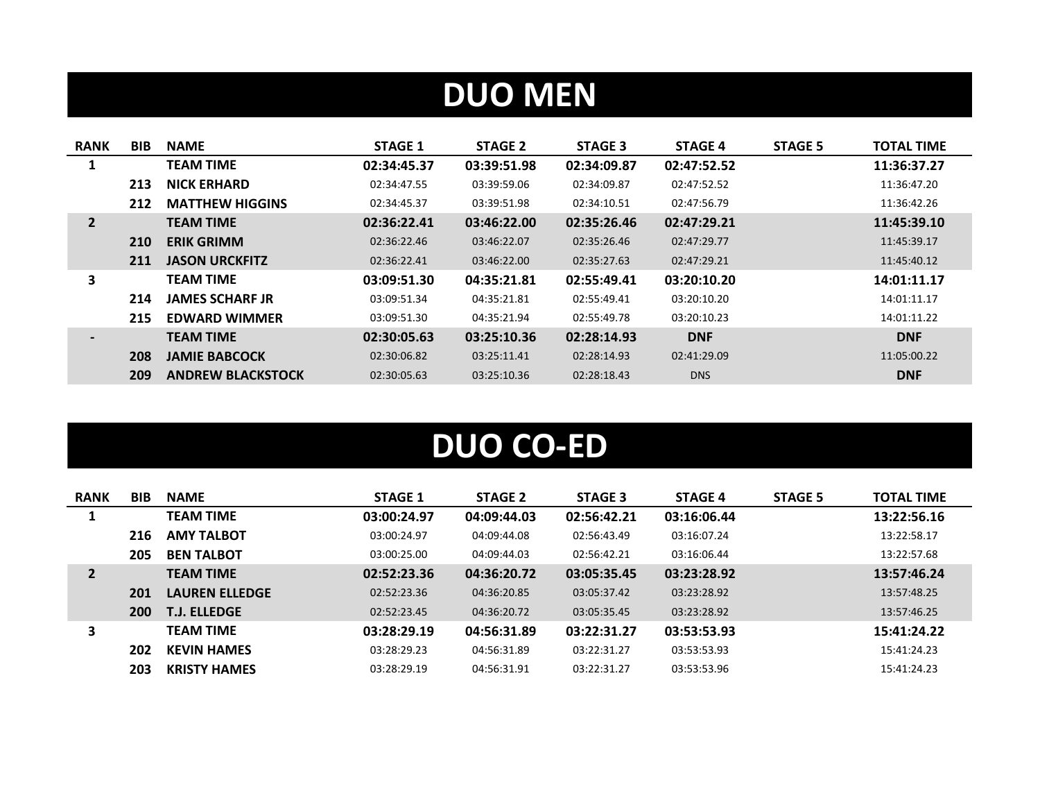# DUO MEN

| RANK | BIB | NAME | STAGE 1 | STAGE 2 | STAGE 3 | STAGE 4 | STAGE 5 | TOTAL TIME |
|---|---|---|---|---|---|---|---|---|
| **1** | | **TEAM TIME** | **02:34:45.37** | **03:39:51.98** | **02:34:09.87** | **02:47:52.52** | | **11:36:37.27** |
| | **213** | **NICK ERHARD** | 02:34:47.55 | 03:39:59.06 | 02:34:09.87 | 02:47:52.52 | | 11:36:47.20 |
| | **212** | **MATTHEW HIGGINS** | 02:34:45.37 | 03:39:51.98 | 02:34:10.51 | 02:47:56.79 | | 11:36:42.26 |
| **2** | | **TEAM TIME** | **02:36:22.41** | **03:46:22.00** | **02:35:26.46** | **02:47:29.21** | | **11:45:39.10** |
| | **210** | **ERIK GRIMM** | 02:36:22.46 | 03:46:22.07 | 02:35:26.46 | 02:47:29.77 | | 11:45:39.17 |
| | **211** | **JASON URCKFITZ** | 02:36:22.41 | 03:46:22.00 | 02:35:27.63 | 02:47:29.21 | | 11:45:40.12 |
| **3** | | **TEAM TIME** | **03:09:51.30** | **04:35:21.81** | **02:55:49.41** | **03:20:10.20** | | **14:01:11.17** |
| | **214** | **JAMES SCHARF JR** | 03:09:51.34 | 04:35:21.81 | 02:55:49.41 | 03:20:10.20 | | 14:01:11.17 |
| | **215** | **EDWARD WIMMER** | 03:09:51.30 | 04:35:21.94 | 02:55:49.78 | 03:20:10.23 | | 14:01:11.22 |
| **-** | | **TEAM TIME** | **02:30:05.63** | **03:25:10.36** | **02:28:14.93** | **DNF** | | **DNF** |
| | **208** | **JAMIE BABCOCK** | 02:30:06.82 | 03:25:11.41 | 02:28:14.93 | 02:41:29.09 | | 11:05:00.22 |
| | **209** | **ANDREW BLACKSTOCK** | 02:30:05.63 | 03:25:10.36 | 02:28:18.43 | DNS | | **DNF** |

# DUO CO-ED

| RANK | BIB | NAME | STAGE 1 | STAGE 2 | STAGE 3 | STAGE 4 | STAGE 5 | TOTAL TIME |
|---|---|---|---|---|---|---|---|---|
| **1** | | **TEAM TIME** | **03:00:24.97** | **04:09:44.03** | **02:56:42.21** | **03:16:06.44** | | **13:22:56.16** |
| | **216** | **AMY TALBOT** | 03:00:24.97 | 04:09:44.08 | 02:56:43.49 | 03:16:07.24 | | 13:22:58.17 |
| | **205** | **BEN TALBOT** | 03:00:25.00 | 04:09:44.03 | 02:56:42.21 | 03:16:06.44 | | 13:22:57.68 |
| **2** | | **TEAM TIME** | **02:52:23.36** | **04:36:20.72** | **03:05:35.45** | **03:23:28.92** | | **13:57:46.24** |
| | **201** | **LAUREN ELLEDGE** | 02:52:23.36 | 04:36:20.85 | 03:05:37.42 | 03:23:28.92 | | 13:57:48.25 |
| | **200** | **T.J. ELLEDGE** | 02:52:23.45 | 04:36:20.72 | 03:05:35.45 | 03:23:28.92 | | 13:57:46.25 |
| **3** | | **TEAM TIME** | **03:28:29.19** | **04:56:31.89** | **03:22:31.27** | **03:53:53.93** | | **15:41:24.22** |
| | **202** | **KEVIN HAMES** | 03:28:29.23 | 04:56:31.89 | 03:22:31.27 | 03:53:53.93 | | 15:41:24.23 |
| | **203** | **KRISTY HAMES** | 03:28:29.19 | 04:56:31.91 | 03:22:31.27 | 03:53:53.96 | | 15:41:24.23 |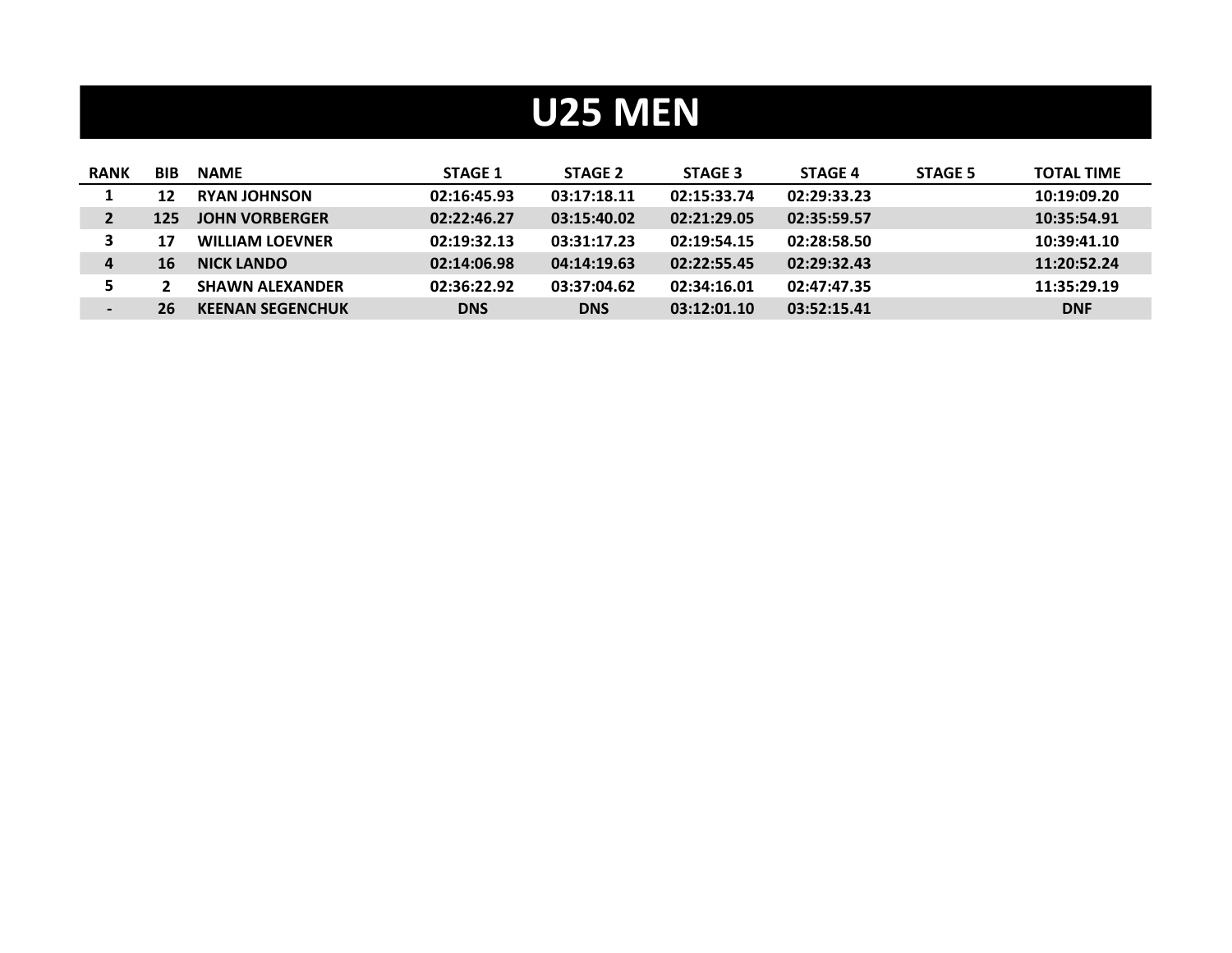# U25 MEN

| RANK | BIB | NAME | STAGE 1 | STAGE 2 | STAGE 3 | STAGE 4 | STAGE 5 | TOTAL TIME |
|---|---|---|---|---|---|---|---|---|
| 1 | 12 | RYAN JOHNSON | 02:16:45.93 | 03:17:18.11 | 02:15:33.74 | 02:29:33.23 | | 10:19:09.20 |
| 2 | 125 | JOHN VORBERGER | 02:22:46.27 | 03:15:40.02 | 02:21:29.05 | 02:35:59.57 | | 10:35:54.91 |
| 3 | 17 | WILLIAM LOEVNER | 02:19:32.13 | 03:31:17.23 | 02:19:54.15 | 02:28:58.50 | | 10:39:41.10 |
| 4 | 16 | NICK LANDO | 02:14:06.98 | 04:14:19.63 | 02:22:55.45 | 02:29:32.43 | | 11:20:52.24 |
| 5 | 2 | SHAWN ALEXANDER | 02:36:22.92 | 03:37:04.62 | 02:34:16.01 | 02:47:47.35 | | 11:35:29.19 |
| - | 26 | KEENAN SEGENCHUK | DNS | DNS | 03:12:01.10 | 03:52:15.41 | | DNF |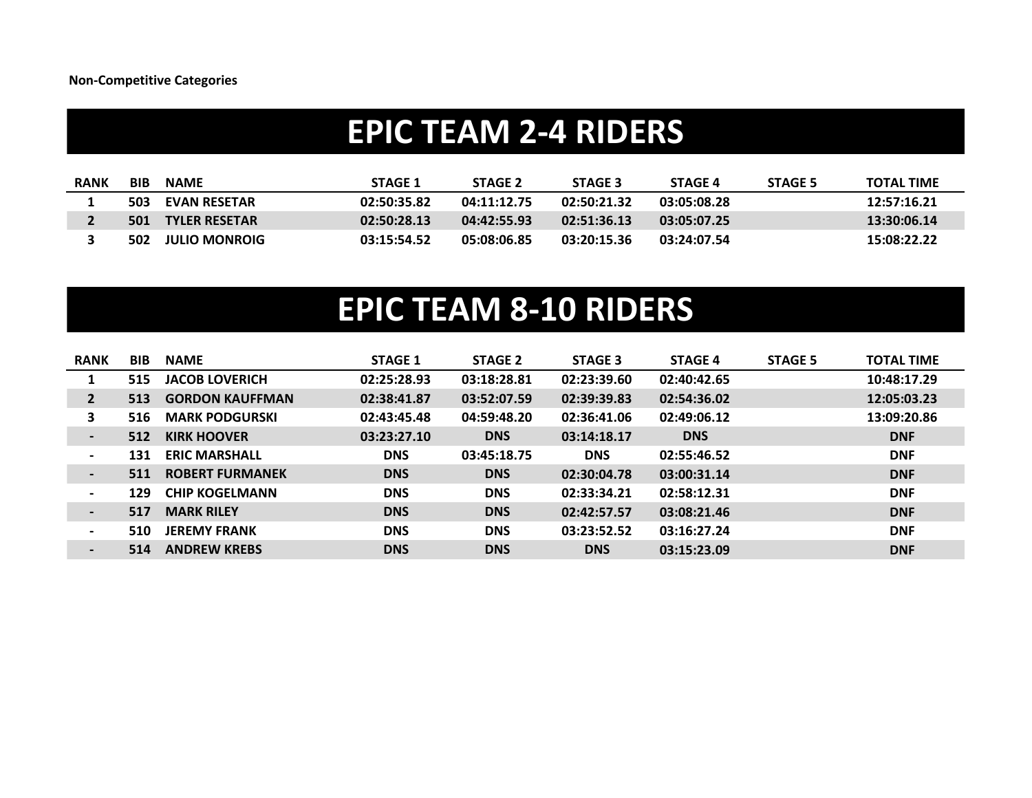**Non-Competitive Categories**

# EPIC TEAM 2-4 RIDERS

| RANK | BIB | NAME | STAGE 1 | STAGE 2 | STAGE 3 | STAGE 4 | STAGE 5 | TOTAL TIME |
|---|---|---|---|---|---|---|---|---|
| 1 | 503 | EVAN RESETAR | 02:50:35.82 | 04:11:12.75 | 02:50:21.32 | 03:05:08.28 | | 12:57:16.21 |
| 2 | 501 | TYLER RESETAR | 02:50:28.13 | 04:42:55.93 | 02:51:36.13 | 03:05:07.25 | | 13:30:06.14 |
| 3 | 502 | JULIO MONROIG | 03:15:54.52 | 05:08:06.85 | 03:20:15.36 | 03:24:07.54 | | 15:08:22.22 |

# EPIC TEAM 8-10 RIDERS

| RANK | BIB | NAME | STAGE 1 | STAGE 2 | STAGE 3 | STAGE 4 | STAGE 5 | TOTAL TIME |
|---|---|---|---|---|---|---|---|---|
| 1 | 515 | JACOB LOVERICH | 02:25:28.93 | 03:18:28.81 | 02:23:39.60 | 02:40:42.65 | | 10:48:17.29 |
| 2 | 513 | GORDON KAUFFMAN | 02:38:41.87 | 03:52:07.59 | 02:39:39.83 | 02:54:36.02 | | 12:05:03.23 |
| 3 | 516 | MARK PODGURSKI | 02:43:45.48 | 04:59:48.20 | 02:36:41.06 | 02:49:06.12 | | 13:09:20.86 |
| - | 512 | KIRK HOOVER | 03:23:27.10 | DNS | 03:14:18.17 | DNS | | DNF |
| - | 131 | ERIC MARSHALL | DNS | 03:45:18.75 | DNS | 02:55:46.52 | | DNF |
| - | 511 | ROBERT FURMANEK | DNS | DNS | 02:30:04.78 | 03:00:31.14 | | DNF |
| - | 129 | CHIP KOGELMANN | DNS | DNS | 02:33:34.21 | 02:58:12.31 | | DNF |
| - | 517 | MARK RILEY | DNS | DNS | 02:42:57.57 | 03:08:21.46 | | DNF |
| - | 510 | JEREMY FRANK | DNS | DNS | 03:23:52.52 | 03:16:27.24 | | DNF |
| - | 514 | ANDREW KREBS | DNS | DNS | DNS | 03:15:23.09 | | DNF |